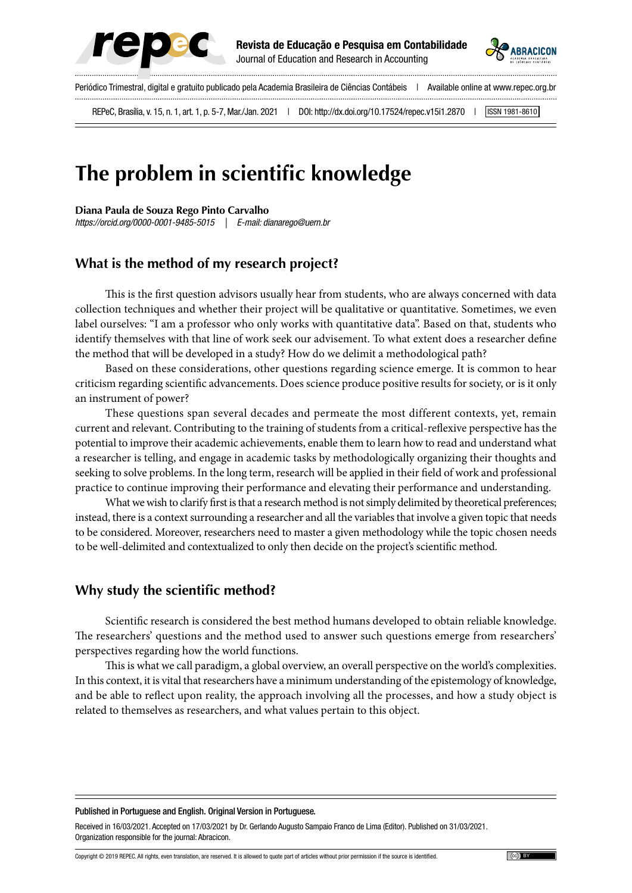# The problem in scientific knowledge

**Diana Paula de Souza Rego Pinto Carvalho**
*https://orcid.org/0000-0001-9485-5015 | E-mail: dianarego@uern.br*

## What is the method of my research project?

This is the first question advisors usually hear from students, who are always concerned with data collection techniques and whether their project will be qualitative or quantitative. Sometimes, we even label ourselves: "I am a professor who only works with quantitative data". Based on that, students who identify themselves with that line of work seek our advisement. To what extent does a researcher define the method that will be developed in a study? How do we delimit a methodological path?

Based on these considerations, other questions regarding science emerge. It is common to hear criticism regarding scientific advancements. Does science produce positive results for society, or is it only an instrument of power?

These questions span several decades and permeate the most different contexts, yet, remain current and relevant. Contributing to the training of students from a critical-reflexive perspective has the potential to improve their academic achievements, enable them to learn how to read and understand what a researcher is telling, and engage in academic tasks by methodologically organizing their thoughts and seeking to solve problems. In the long term, research will be applied in their field of work and professional practice to continue improving their performance and elevating their performance and understanding.

What we wish to clarify first is that a research method is not simply delimited by theoretical preferences; instead, there is a context surrounding a researcher and all the variables that involve a given topic that needs to be considered. Moreover, researchers need to master a given methodology while the topic chosen needs to be well-delimited and contextualized to only then decide on the project's scientific method.

## Why study the scientific method?

Scientific research is considered the best method humans developed to obtain reliable knowledge. The researchers' questions and the method used to answer such questions emerge from researchers' perspectives regarding how the world functions.

This is what we call paradigm, a global overview, an overall perspective on the world's complexities. In this context, it is vital that researchers have a minimum understanding of the epistemology of knowledge, and be able to reflect upon reality, the approach involving all the processes, and how a study object is related to themselves as researchers, and what values pertain to this object.

Published in Portuguese and English. Original Version in Portuguese.

Received in 16/03/2021. Accepted on 17/03/2021 by Dr. Gerlando Augusto Sampaio Franco de Lima (Editor). Published on 31/03/2021.
Organization responsible for the journal: Abracicon.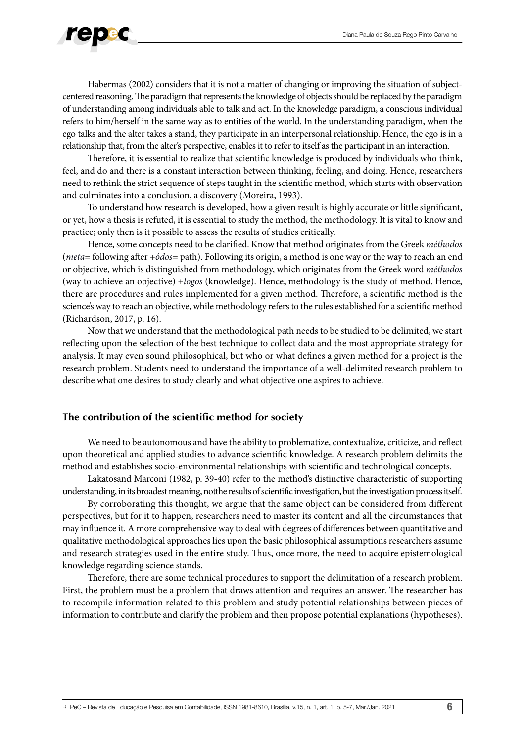Habermas (2002) considers that it is not a matter of changing or improving the situation of subject-centered reasoning. The paradigm that represents the knowledge of objects should be replaced by the paradigm of understanding among individuals able to talk and act. In the knowledge paradigm, a conscious individual refers to him/herself in the same way as to entities of the world. In the understanding paradigm, when the ego talks and the alter takes a stand, they participate in an interpersonal relationship. Hence, the ego is in a relationship that, from the alter's perspective, enables it to refer to itself as the participant in an interaction.

Therefore, it is essential to realize that scientific knowledge is produced by individuals who think, feel, and do and there is a constant interaction between thinking, feeling, and doing. Hence, researchers need to rethink the strict sequence of steps taught in the scientific method, which starts with observation and culminates into a conclusion, a discovery (Moreira, 1993).

To understand how research is developed, how a given result is highly accurate or little significant, or yet, how a thesis is refuted, it is essential to study the method, the methodology. It is vital to know and practice; only then is it possible to assess the results of studies critically.

Hence, some concepts need to be clarified. Know that method originates from the Greek *méthodos* (*meta*= following after +*ódos*= path). Following its origin, a method is one way or the way to reach an end or objective, which is distinguished from methodology, which originates from the Greek word *méthodos* (way to achieve an objective) +*logos* (knowledge). Hence, methodology is the study of method. Hence, there are procedures and rules implemented for a given method. Therefore, a scientific method is the science's way to reach an objective, while methodology refers to the rules established for a scientific method (Richardson, 2017, p. 16).

Now that we understand that the methodological path needs to be studied to be delimited, we start reflecting upon the selection of the best technique to collect data and the most appropriate strategy for analysis. It may even sound philosophical, but who or what defines a given method for a project is the research problem. Students need to understand the importance of a well-delimited research problem to describe what one desires to study clearly and what objective one aspires to achieve.

## The contribution of the scientific method for society

We need to be autonomous and have the ability to problematize, contextualize, criticize, and reflect upon theoretical and applied studies to advance scientific knowledge. A research problem delimits the method and establishes socio-environmental relationships with scientific and technological concepts.

Lakatosand Marconi (1982, p. 39-40) refer to the method's distinctive characteristic of supporting understanding, in its broadest meaning, notthe results of scientific investigation, but the investigation process itself.

By corroborating this thought, we argue that the same object can be considered from different perspectives, but for it to happen, researchers need to master its content and all the circumstances that may influence it. A more comprehensive way to deal with degrees of differences between quantitative and qualitative methodological approaches lies upon the basic philosophical assumptions researchers assume and research strategies used in the entire study. Thus, once more, the need to acquire epistemological knowledge regarding science stands.

Therefore, there are some technical procedures to support the delimitation of a research problem. First, the problem must be a problem that draws attention and requires an answer. The researcher has to recompile information related to this problem and study potential relationships between pieces of information to contribute and clarify the problem and then propose potential explanations (hypotheses).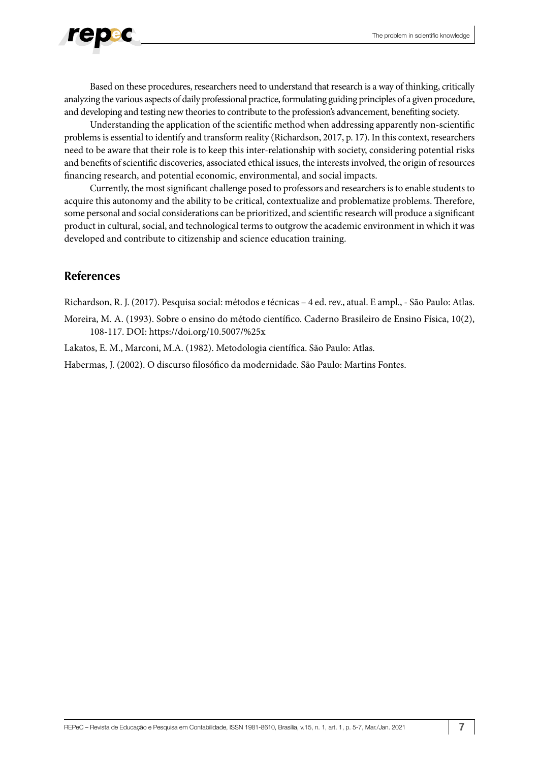Based on these procedures, researchers need to understand that research is a way of thinking, critically analyzing the various aspects of daily professional practice, formulating guiding principles of a given procedure, and developing and testing new theories to contribute to the profession's advancement, benefiting society.

Understanding the application of the scientific method when addressing apparently non-scientific problems is essential to identify and transform reality (Richardson, 2017, p. 17). In this context, researchers need to be aware that their role is to keep this inter-relationship with society, considering potential risks and benefits of scientific discoveries, associated ethical issues, the interests involved, the origin of resources financing research, and potential economic, environmental, and social impacts.

Currently, the most significant challenge posed to professors and researchers is to enable students to acquire this autonomy and the ability to be critical, contextualize and problematize problems. Therefore, some personal and social considerations can be prioritized, and scientific research will produce a significant product in cultural, social, and technological terms to outgrow the academic environment in which it was developed and contribute to citizenship and science education training.

## References

Richardson, R. J. (2017). Pesquisa social: métodos e técnicas – 4 ed. rev., atual. E ampl., - São Paulo: Atlas.

Moreira, M. A. (1993). Sobre o ensino do método científico. Caderno Brasileiro de Ensino Física, 10(2), 108-117. DOI: https://doi.org/10.5007/%25x

Lakatos, E. M., Marconi, M.A. (1982). Metodologia científica. São Paulo: Atlas.

Habermas, J. (2002). O discurso filosófico da modernidade. São Paulo: Martins Fontes.